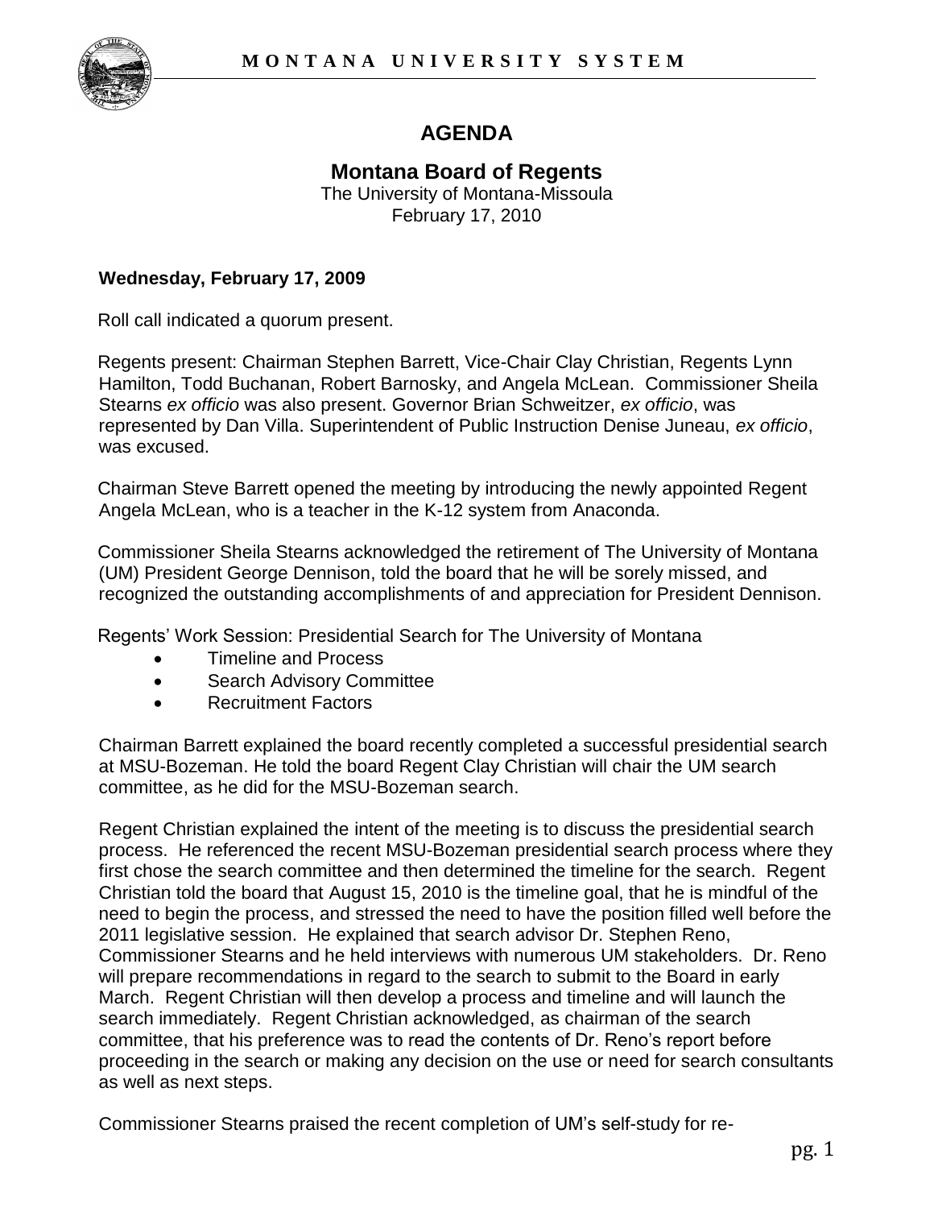# AGENDA

## Montana Board of Regents

The University of Montana-Missoula
February 17, 2010

**Wednesday, February 17, 2009**

Roll call indicated a quorum present.

Regents present: Chairman Stephen Barrett, Vice-Chair Clay Christian, Regents Lynn Hamilton, Todd Buchanan, Robert Barnosky, and Angela McLean. Commissioner Sheila Stearns *ex officio* was also present. Governor Brian Schweitzer, *ex officio*, was represented by Dan Villa. Superintendent of Public Instruction Denise Juneau, *ex officio*, was excused.

Chairman Steve Barrett opened the meeting by introducing the newly appointed Regent Angela McLean, who is a teacher in the K-12 system from Anaconda.

Commissioner Sheila Stearns acknowledged the retirement of The University of Montana (UM) President George Dennison, told the board that he will be sorely missed, and recognized the outstanding accomplishments of and appreciation for President Dennison.

Regents' Work Session: Presidential Search for The University of Montana

- Timeline and Process
- Search Advisory Committee
- Recruitment Factors

Chairman Barrett explained the board recently completed a successful presidential search at MSU-Bozeman. He told the board Regent Clay Christian will chair the UM search committee, as he did for the MSU-Bozeman search.

Regent Christian explained the intent of the meeting is to discuss the presidential search process. He referenced the recent MSU-Bozeman presidential search process where they first chose the search committee and then determined the timeline for the search. Regent Christian told the board that August 15, 2010 is the timeline goal, that he is mindful of the need to begin the process, and stressed the need to have the position filled well before the 2011 legislative session. He explained that search advisor Dr. Stephen Reno, Commissioner Stearns and he held interviews with numerous UM stakeholders. Dr. Reno will prepare recommendations in regard to the search to submit to the Board in early March. Regent Christian will then develop a process and timeline and will launch the search immediately. Regent Christian acknowledged, as chairman of the search committee, that his preference was to read the contents of Dr. Reno's report before proceeding in the search or making any decision on the use or need for search consultants as well as next steps.

Commissioner Stearns praised the recent completion of UM's self-study for re-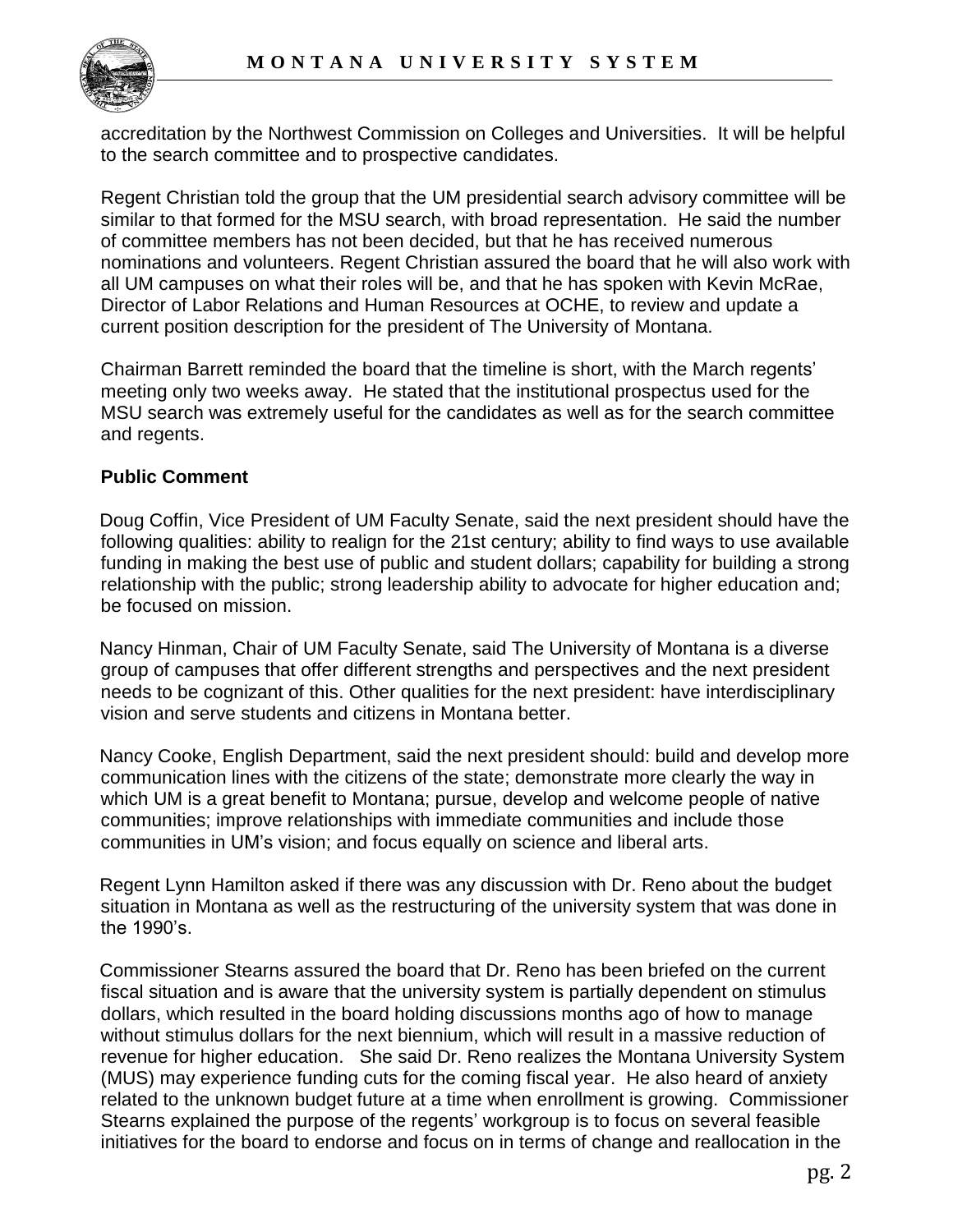accreditation by the Northwest Commission on Colleges and Universities. It will be helpful to the search committee and to prospective candidates.

Regent Christian told the group that the UM presidential search advisory committee will be similar to that formed for the MSU search, with broad representation. He said the number of committee members has not been decided, but that he has received numerous nominations and volunteers. Regent Christian assured the board that he will also work with all UM campuses on what their roles will be, and that he has spoken with Kevin McRae, Director of Labor Relations and Human Resources at OCHE, to review and update a current position description for the president of The University of Montana.

Chairman Barrett reminded the board that the timeline is short, with the March regents' meeting only two weeks away. He stated that the institutional prospectus used for the MSU search was extremely useful for the candidates as well as for the search committee and regents.

**Public Comment**

Doug Coffin, Vice President of UM Faculty Senate, said the next president should have the following qualities: ability to realign for the 21st century; ability to find ways to use available funding in making the best use of public and student dollars; capability for building a strong relationship with the public; strong leadership ability to advocate for higher education and; be focused on mission.

Nancy Hinman, Chair of UM Faculty Senate, said The University of Montana is a diverse group of campuses that offer different strengths and perspectives and the next president needs to be cognizant of this. Other qualities for the next president: have interdisciplinary vision and serve students and citizens in Montana better.

Nancy Cooke, English Department, said the next president should: build and develop more communication lines with the citizens of the state; demonstrate more clearly the way in which UM is a great benefit to Montana; pursue, develop and welcome people of native communities; improve relationships with immediate communities and include those communities in UM's vision; and focus equally on science and liberal arts.

Regent Lynn Hamilton asked if there was any discussion with Dr. Reno about the budget situation in Montana as well as the restructuring of the university system that was done in the 1990's.

Commissioner Stearns assured the board that Dr. Reno has been briefed on the current fiscal situation and is aware that the university system is partially dependent on stimulus dollars, which resulted in the board holding discussions months ago of how to manage without stimulus dollars for the next biennium, which will result in a massive reduction of revenue for higher education. She said Dr. Reno realizes the Montana University System (MUS) may experience funding cuts for the coming fiscal year. He also heard of anxiety related to the unknown budget future at a time when enrollment is growing. Commissioner Stearns explained the purpose of the regents' workgroup is to focus on several feasible initiatives for the board to endorse and focus on in terms of change and reallocation in the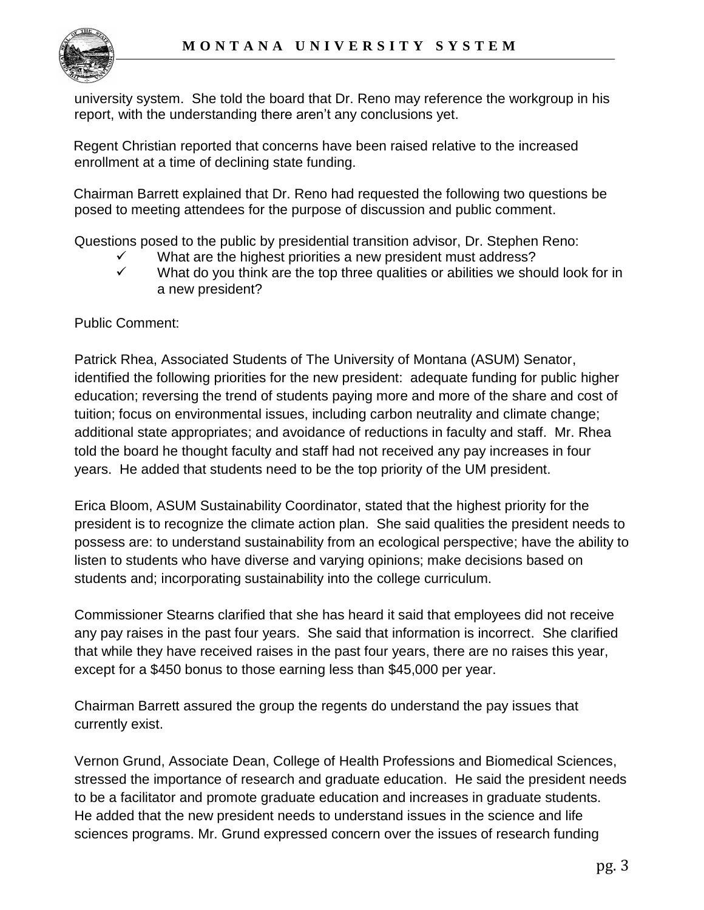university system. She told the board that Dr. Reno may reference the workgroup in his report, with the understanding there aren't any conclusions yet.

Regent Christian reported that concerns have been raised relative to the increased enrollment at a time of declining state funding.

Chairman Barrett explained that Dr. Reno had requested the following two questions be posed to meeting attendees for the purpose of discussion and public comment.

Questions posed to the public by presidential transition advisor, Dr. Stephen Reno:

- ✓ What are the highest priorities a new president must address?
- ✓ What do you think are the top three qualities or abilities we should look for in a new president?

Public Comment:

Patrick Rhea, Associated Students of The University of Montana (ASUM) Senator, identified the following priorities for the new president: adequate funding for public higher education; reversing the trend of students paying more and more of the share and cost of tuition; focus on environmental issues, including carbon neutrality and climate change; additional state appropriates; and avoidance of reductions in faculty and staff. Mr. Rhea told the board he thought faculty and staff had not received any pay increases in four years. He added that students need to be the top priority of the UM president.

Erica Bloom, ASUM Sustainability Coordinator, stated that the highest priority for the president is to recognize the climate action plan. She said qualities the president needs to possess are: to understand sustainability from an ecological perspective; have the ability to listen to students who have diverse and varying opinions; make decisions based on students and; incorporating sustainability into the college curriculum.

Commissioner Stearns clarified that she has heard it said that employees did not receive any pay raises in the past four years. She said that information is incorrect. She clarified that while they have received raises in the past four years, there are no raises this year, except for a $450 bonus to those earning less than $45,000 per year.

Chairman Barrett assured the group the regents do understand the pay issues that currently exist.

Vernon Grund, Associate Dean, College of Health Professions and Biomedical Sciences, stressed the importance of research and graduate education. He said the president needs to be a facilitator and promote graduate education and increases in graduate students. He added that the new president needs to understand issues in the science and life sciences programs. Mr. Grund expressed concern over the issues of research funding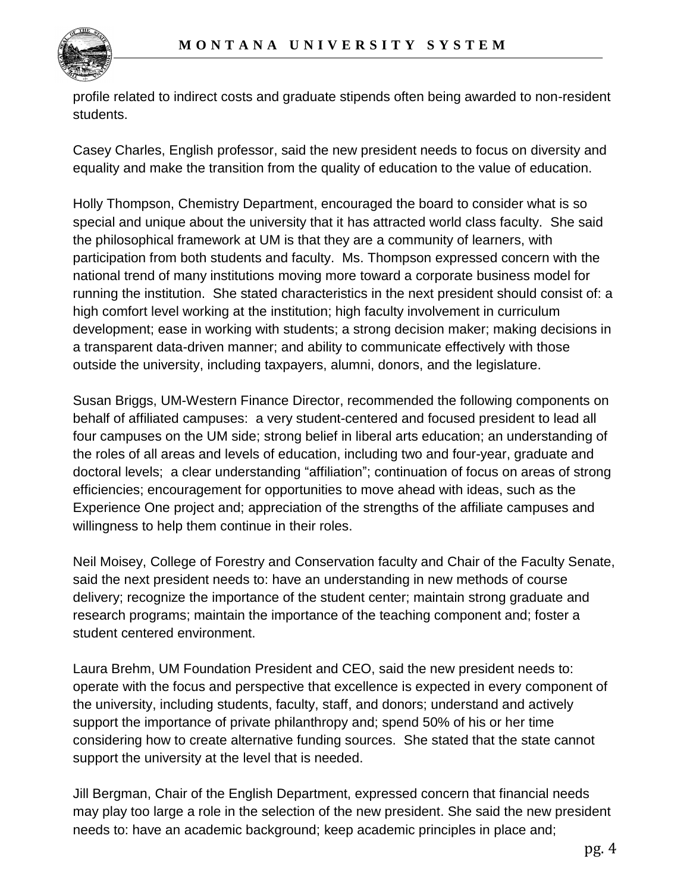profile related to indirect costs and graduate stipends often being awarded to non-resident students.

Casey Charles, English professor, said the new president needs to focus on diversity and equality and make the transition from the quality of education to the value of education.

Holly Thompson, Chemistry Department, encouraged the board to consider what is so special and unique about the university that it has attracted world class faculty. She said the philosophical framework at UM is that they are a community of learners, with participation from both students and faculty. Ms. Thompson expressed concern with the national trend of many institutions moving more toward a corporate business model for running the institution. She stated characteristics in the next president should consist of: a high comfort level working at the institution; high faculty involvement in curriculum development; ease in working with students; a strong decision maker; making decisions in a transparent data-driven manner; and ability to communicate effectively with those outside the university, including taxpayers, alumni, donors, and the legislature.

Susan Briggs, UM-Western Finance Director, recommended the following components on behalf of affiliated campuses: a very student-centered and focused president to lead all four campuses on the UM side; strong belief in liberal arts education; an understanding of the roles of all areas and levels of education, including two and four-year, graduate and doctoral levels; a clear understanding "affiliation"; continuation of focus on areas of strong efficiencies; encouragement for opportunities to move ahead with ideas, such as the Experience One project and; appreciation of the strengths of the affiliate campuses and willingness to help them continue in their roles.

Neil Moisey, College of Forestry and Conservation faculty and Chair of the Faculty Senate, said the next president needs to: have an understanding in new methods of course delivery; recognize the importance of the student center; maintain strong graduate and research programs; maintain the importance of the teaching component and; foster a student centered environment.

Laura Brehm, UM Foundation President and CEO, said the new president needs to: operate with the focus and perspective that excellence is expected in every component of the university, including students, faculty, staff, and donors; understand and actively support the importance of private philanthropy and; spend 50% of his or her time considering how to create alternative funding sources. She stated that the state cannot support the university at the level that is needed.

Jill Bergman, Chair of the English Department, expressed concern that financial needs may play too large a role in the selection of the new president. She said the new president needs to: have an academic background; keep academic principles in place and;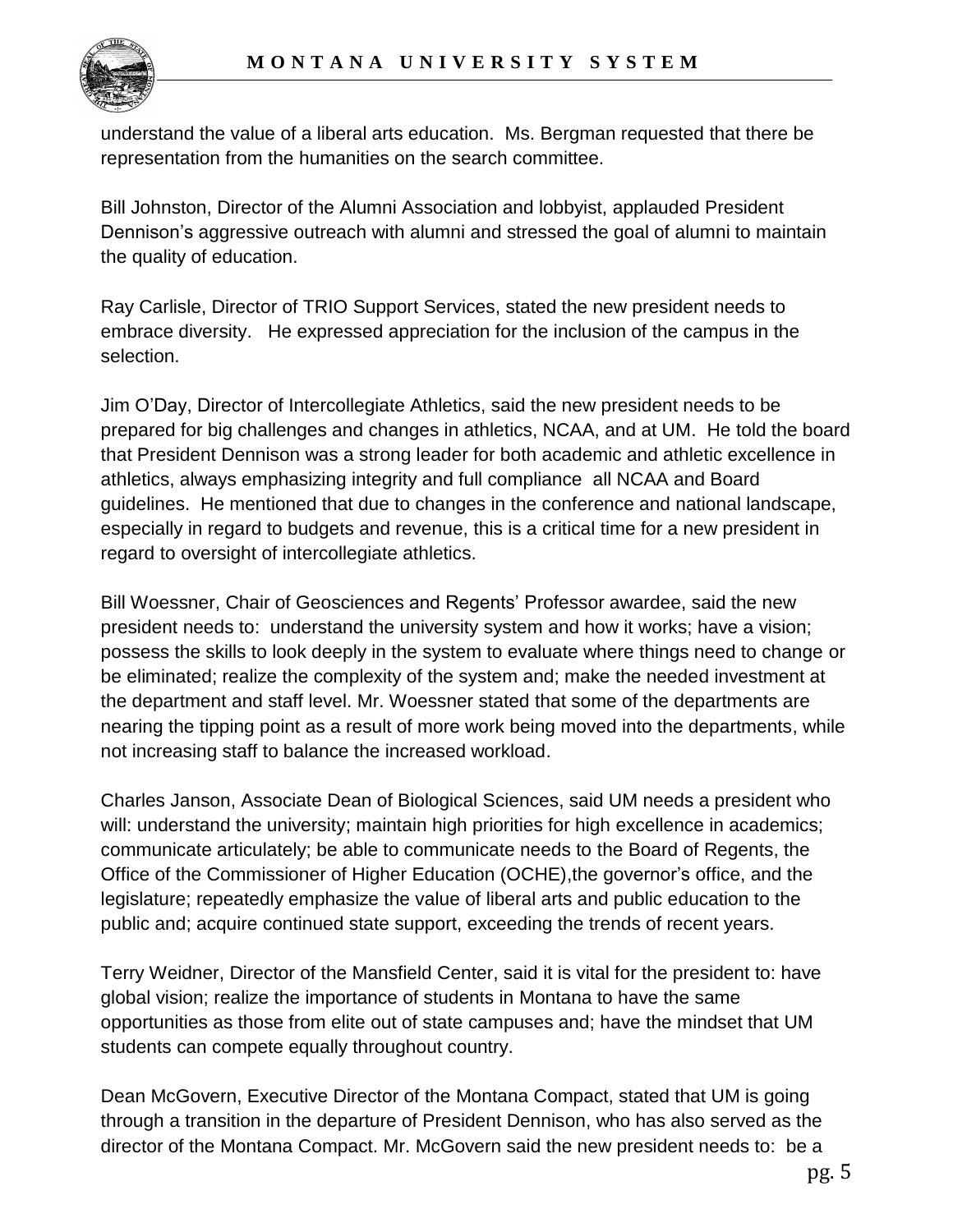understand the value of a liberal arts education. Ms. Bergman requested that there be representation from the humanities on the search committee.

Bill Johnston, Director of the Alumni Association and lobbyist, applauded President Dennison's aggressive outreach with alumni and stressed the goal of alumni to maintain the quality of education.

Ray Carlisle, Director of TRIO Support Services, stated the new president needs to embrace diversity. He expressed appreciation for the inclusion of the campus in the selection.

Jim O'Day, Director of Intercollegiate Athletics, said the new president needs to be prepared for big challenges and changes in athletics, NCAA, and at UM. He told the board that President Dennison was a strong leader for both academic and athletic excellence in athletics, always emphasizing integrity and full compliance all NCAA and Board guidelines. He mentioned that due to changes in the conference and national landscape, especially in regard to budgets and revenue, this is a critical time for a new president in regard to oversight of intercollegiate athletics.

Bill Woessner, Chair of Geosciences and Regents' Professor awardee, said the new president needs to: understand the university system and how it works; have a vision; possess the skills to look deeply in the system to evaluate where things need to change or be eliminated; realize the complexity of the system and; make the needed investment at the department and staff level. Mr. Woessner stated that some of the departments are nearing the tipping point as a result of more work being moved into the departments, while not increasing staff to balance the increased workload.

Charles Janson, Associate Dean of Biological Sciences, said UM needs a president who will: understand the university; maintain high priorities for high excellence in academics; communicate articulately; be able to communicate needs to the Board of Regents, the Office of the Commissioner of Higher Education (OCHE),the governor's office, and the legislature; repeatedly emphasize the value of liberal arts and public education to the public and; acquire continued state support, exceeding the trends of recent years.

Terry Weidner, Director of the Mansfield Center, said it is vital for the president to: have global vision; realize the importance of students in Montana to have the same opportunities as those from elite out of state campuses and; have the mindset that UM students can compete equally throughout country.

Dean McGovern, Executive Director of the Montana Compact, stated that UM is going through a transition in the departure of President Dennison, who has also served as the director of the Montana Compact. Mr. McGovern said the new president needs to: be a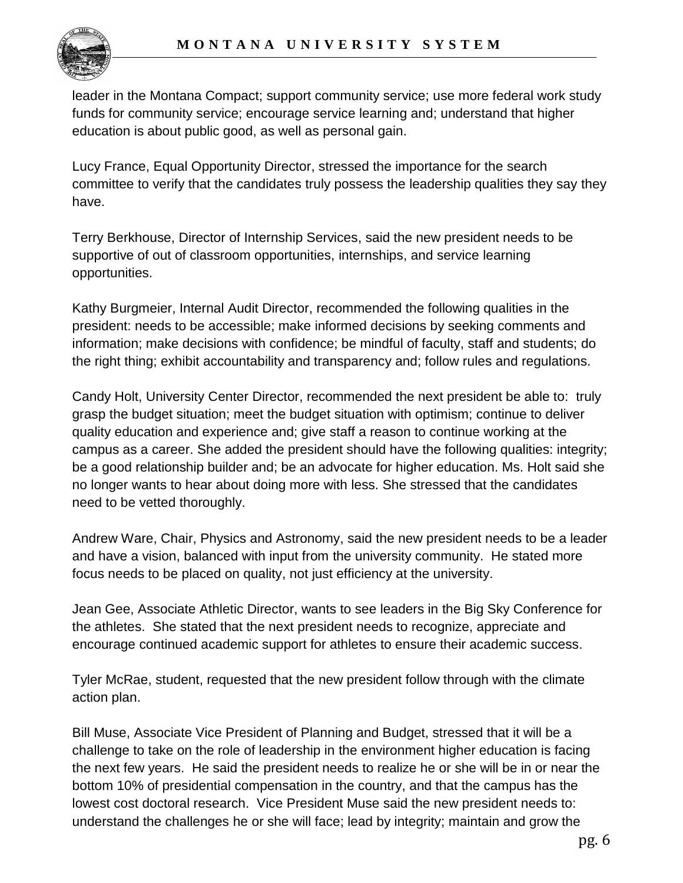leader in the Montana Compact; support community service; use more federal work study funds for community service; encourage service learning and; understand that higher education is about public good, as well as personal gain.

Lucy France, Equal Opportunity Director, stressed the importance for the search committee to verify that the candidates truly possess the leadership qualities they say they have.

Terry Berkhouse, Director of Internship Services, said the new president needs to be supportive of out of classroom opportunities, internships, and service learning opportunities.

Kathy Burgmeier, Internal Audit Director, recommended the following qualities in the president: needs to be accessible; make informed decisions by seeking comments and information; make decisions with confidence; be mindful of faculty, staff and students; do the right thing; exhibit accountability and transparency and; follow rules and regulations.

Candy Holt, University Center Director, recommended the next president be able to: truly grasp the budget situation; meet the budget situation with optimism; continue to deliver quality education and experience and; give staff a reason to continue working at the campus as a career. She added the president should have the following qualities: integrity; be a good relationship builder and; be an advocate for higher education. Ms. Holt said she no longer wants to hear about doing more with less. She stressed that the candidates need to be vetted thoroughly.

Andrew Ware, Chair, Physics and Astronomy, said the new president needs to be a leader and have a vision, balanced with input from the university community. He stated more focus needs to be placed on quality, not just efficiency at the university.

Jean Gee, Associate Athletic Director, wants to see leaders in the Big Sky Conference for the athletes. She stated that the next president needs to recognize, appreciate and encourage continued academic support for athletes to ensure their academic success.

Tyler McRae, student, requested that the new president follow through with the climate action plan.

Bill Muse, Associate Vice President of Planning and Budget, stressed that it will be a challenge to take on the role of leadership in the environment higher education is facing the next few years. He said the president needs to realize he or she will be in or near the bottom 10% of presidential compensation in the country, and that the campus has the lowest cost doctoral research. Vice President Muse said the new president needs to: understand the challenges he or she will face; lead by integrity; maintain and grow the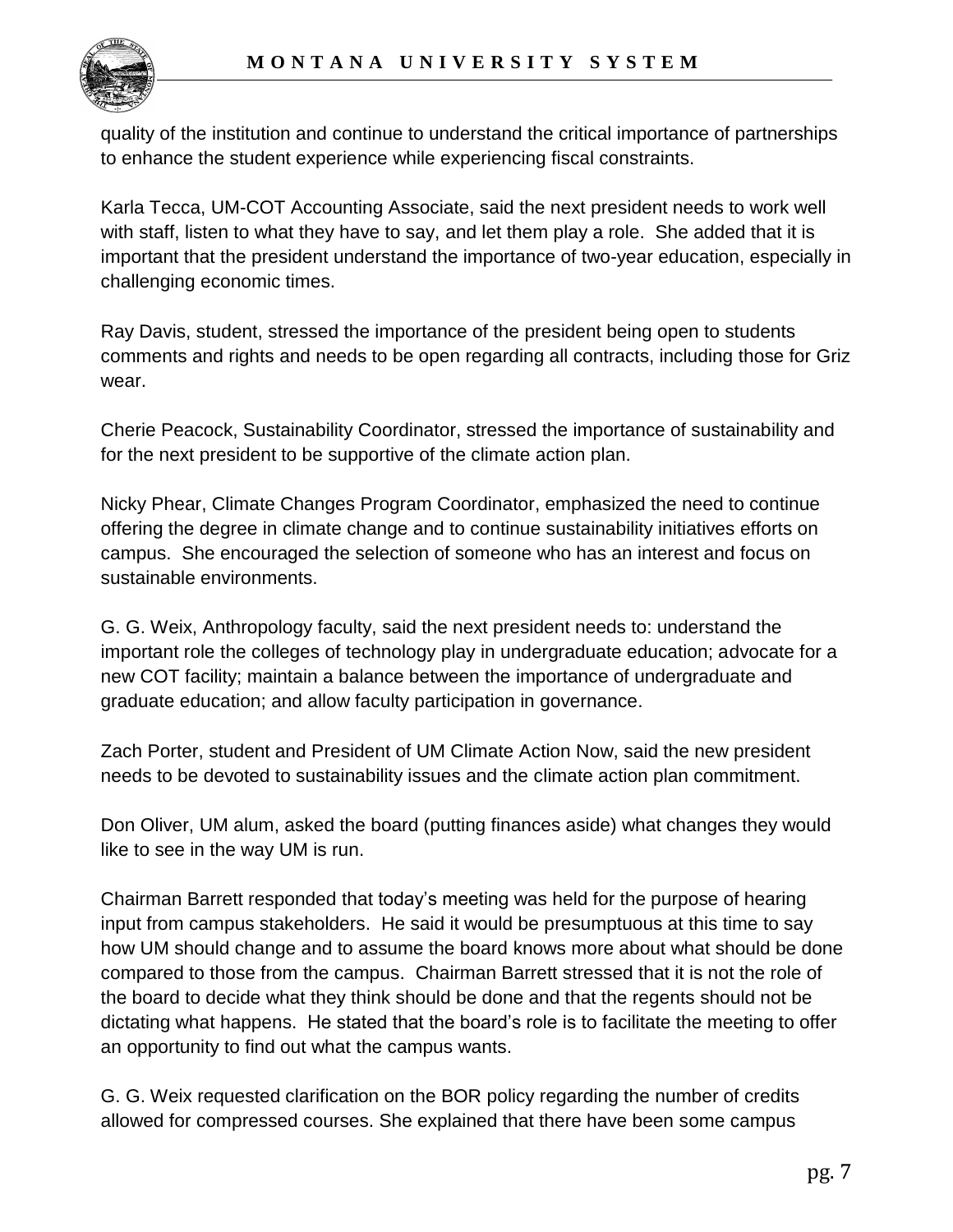quality of the institution and continue to understand the critical importance of partnerships to enhance the student experience while experiencing fiscal constraints.

Karla Tecca, UM-COT Accounting Associate, said the next president needs to work well with staff, listen to what they have to say, and let them play a role. She added that it is important that the president understand the importance of two-year education, especially in challenging economic times.

Ray Davis, student, stressed the importance of the president being open to students comments and rights and needs to be open regarding all contracts, including those for Griz wear.

Cherie Peacock, Sustainability Coordinator, stressed the importance of sustainability and for the next president to be supportive of the climate action plan.

Nicky Phear, Climate Changes Program Coordinator, emphasized the need to continue offering the degree in climate change and to continue sustainability initiatives efforts on campus. She encouraged the selection of someone who has an interest and focus on sustainable environments.

G. G. Weix, Anthropology faculty, said the next president needs to: understand the important role the colleges of technology play in undergraduate education; advocate for a new COT facility; maintain a balance between the importance of undergraduate and graduate education; and allow faculty participation in governance.

Zach Porter, student and President of UM Climate Action Now, said the new president needs to be devoted to sustainability issues and the climate action plan commitment.

Don Oliver, UM alum, asked the board (putting finances aside) what changes they would like to see in the way UM is run.

Chairman Barrett responded that today's meeting was held for the purpose of hearing input from campus stakeholders. He said it would be presumptuous at this time to say how UM should change and to assume the board knows more about what should be done compared to those from the campus. Chairman Barrett stressed that it is not the role of the board to decide what they think should be done and that the regents should not be dictating what happens. He stated that the board's role is to facilitate the meeting to offer an opportunity to find out what the campus wants.

G. G. Weix requested clarification on the BOR policy regarding the number of credits allowed for compressed courses. She explained that there have been some campus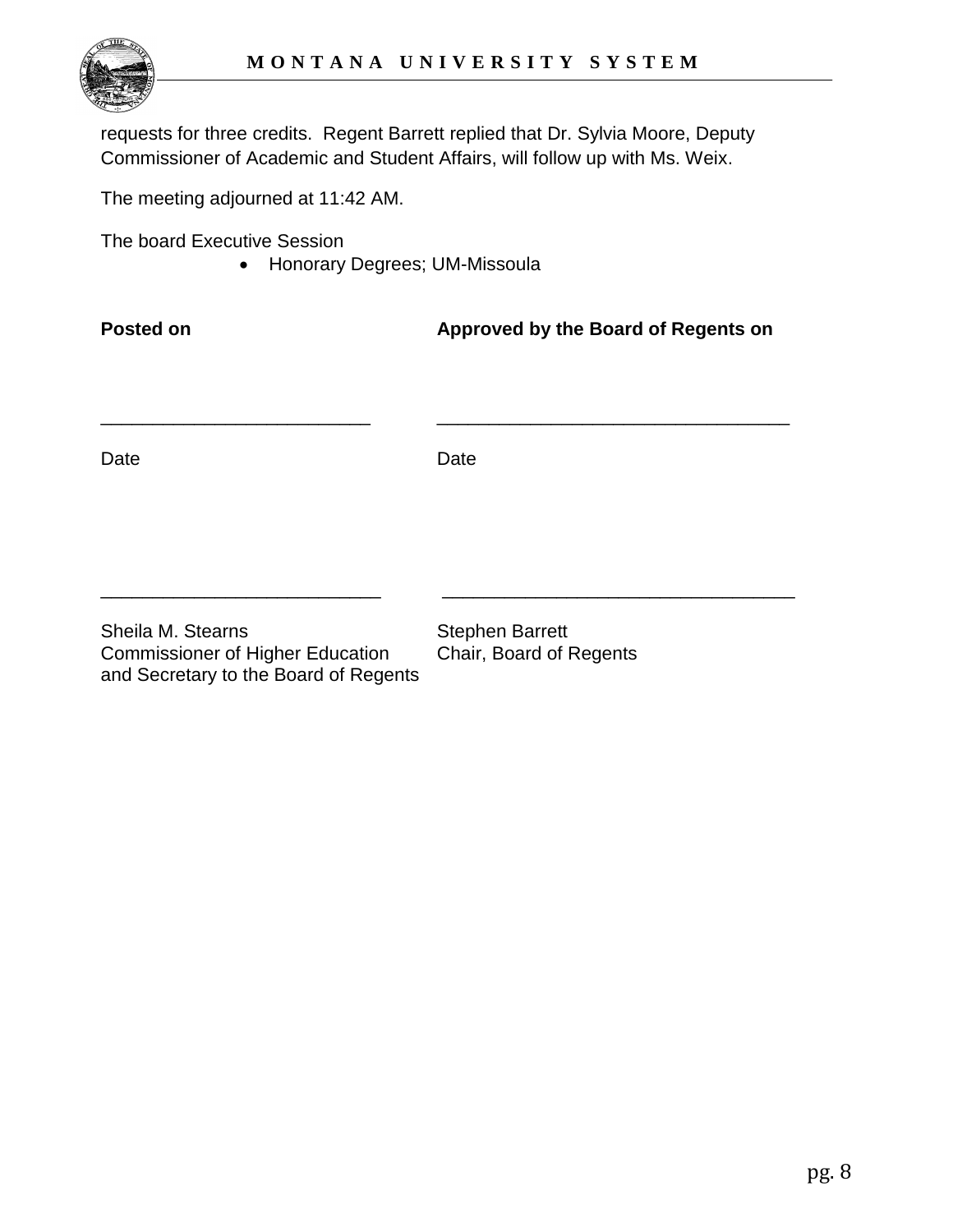requests for three credits. Regent Barrett replied that Dr. Sylvia Moore, Deputy Commissioner of Academic and Student Affairs, will follow up with Ms. Weix.

The meeting adjourned at 11:42 AM.

The board Executive Session

- Honorary Degrees; UM-Missoula

| **Posted on** | **Approved by the Board of Regents on** |
| --- | --- |
| \_\_\_\_\_\_\_\_\_\_\_\_\_\_\_\_\_\_\_\_\_\_\_\_\_\_ | \_\_\_\_\_\_\_\_\_\_\_\_\_\_\_\_\_\_\_\_\_\_\_\_\_\_\_\_\_\_\_\_\_\_ |
| Date | Date |
| \_\_\_\_\_\_\_\_\_\_\_\_\_\_\_\_\_\_\_\_\_\_\_\_\_\_ | \_\_\_\_\_\_\_\_\_\_\_\_\_\_\_\_\_\_\_\_\_\_\_\_\_\_\_\_\_\_\_\_\_\_ |
| Sheila M. Stearns<br>Commissioner of Higher Education<br>and Secretary to the Board of Regents | Stephen Barrett<br>Chair, Board of Regents |